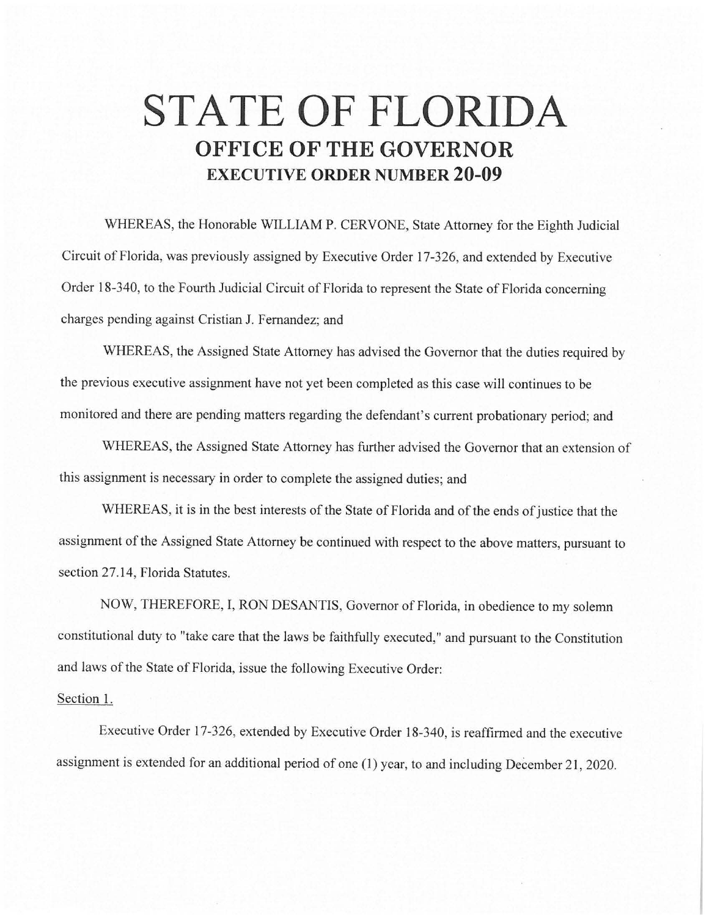# STATE OF FLORIDA

## OFFICE OF THE GOVERNOR

### EXECUTIVE ORDER NUMBER 20-09

WHEREAS, the Honorable WILLIAM P. CERVONE, State Attorney for the Eighth Judicial Circuit of Florida, was previously assigned by Executive Order 17-326, and extended by Executive Order 18-340, to the Fourth Judicial Circuit of Florida to represent the State of Florida concerning charges pending against Cristian J. Fernandez; and

WHEREAS, the Assigned State Attorney has advised the Governor that the duties required by the previous executive assignment have not yet been completed as this case will continues to be monitored and there are pending matters regarding the defendant's current probationary period; and

WHEREAS, the Assigned State Attorney has further advised the Governor that an extension of this assignment is necessary in order to complete the assigned duties; and

WHEREAS, it is in the best interests of the State of Florida and of the ends of justice that the assignment of the Assigned State Attorney be continued with respect to the above matters, pursuant to section 27.14, Florida Statutes.

NOW, THEREFORE, I, RON DESANTIS, Governor of Florida, in obedience to my solemn constitutional duty to "take care that the laws be faithfully executed," and pursuant to the Constitution and laws of the State of Florida, issue the following Executive Order:

Section 1.

Executive Order 17-326, extended by Executive Order 18-340, is reaffirmed and the executive assignment is extended for an additional period of one (1) year, to and including December 21, 2020.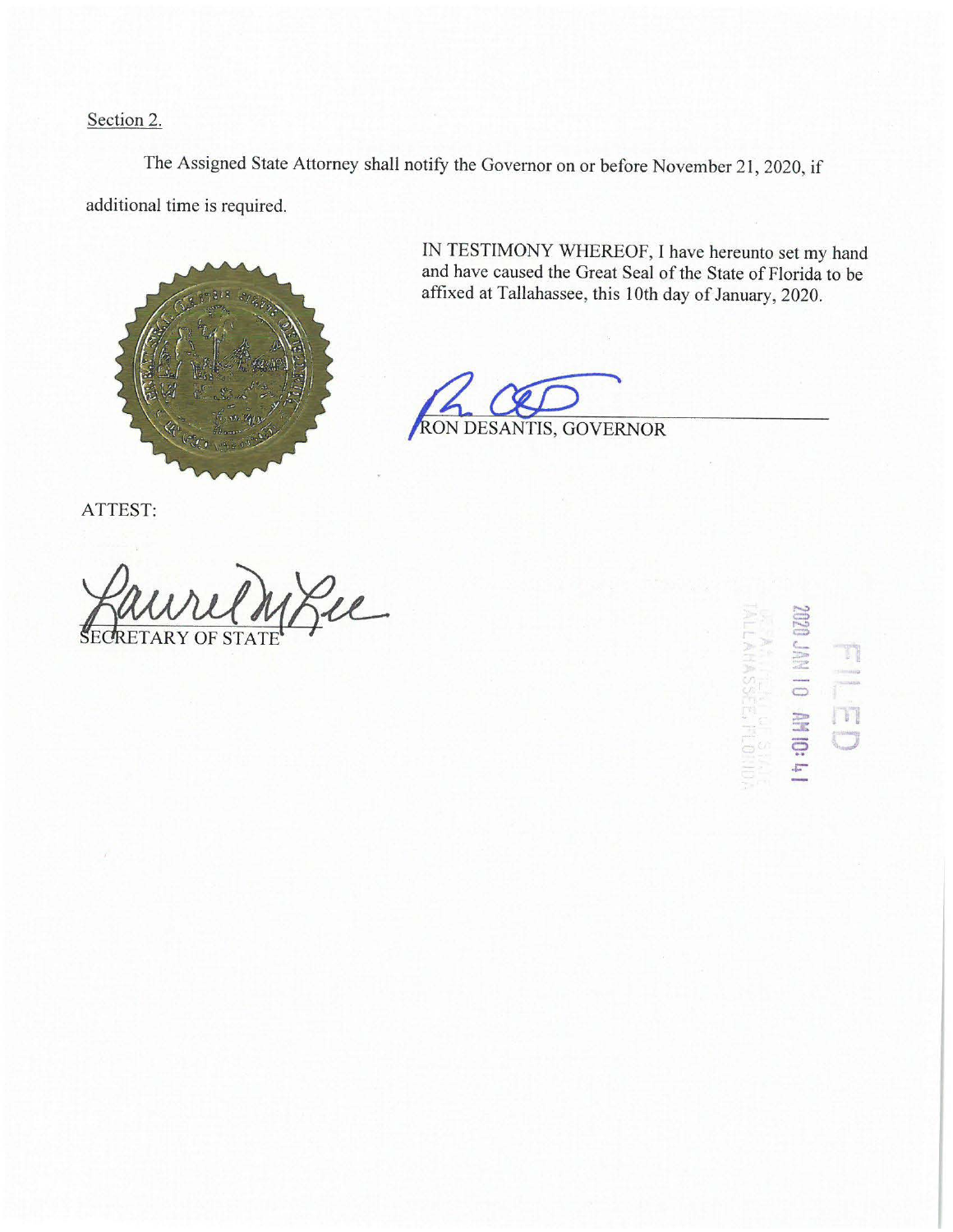Section 2.

The Assigned State Attorney shall notify the Governor on or before November 21, 2020, if additional time is required.

IN TESTIMONY WHEREOF, I have hereunto set my hand and have caused the Great Seal of the State of Florida to be affixed at Tallahassee, this 10th day of January, 2020.

RON DESANTIS, GOVERNOR

ATTEST:

SECRETARY OF STATE

FILED

2020 JAN 10 AM 10:41

DEPARTMENT OF STATE
TALLAHASSEE, FLORIDA